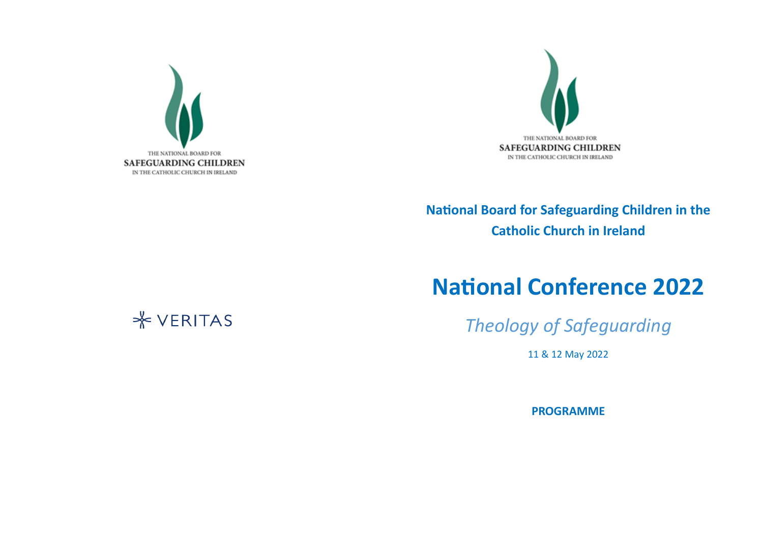THE NATIONAL BOARD FOR
SAFEGUARDING CHILDREN
IN THE CATHOLIC CHURCH IN IRELAND

VERITAS

THE NATIONAL BOARD FOR
SAFEGUARDING CHILDREN
IN THE CATHOLIC CHURCH IN IRELAND

**National Board for Safeguarding Children in the Catholic Church in Ireland**

# National Conference 2022

*Theology of Safeguarding*

11 & 12 May 2022

**PROGRAMME**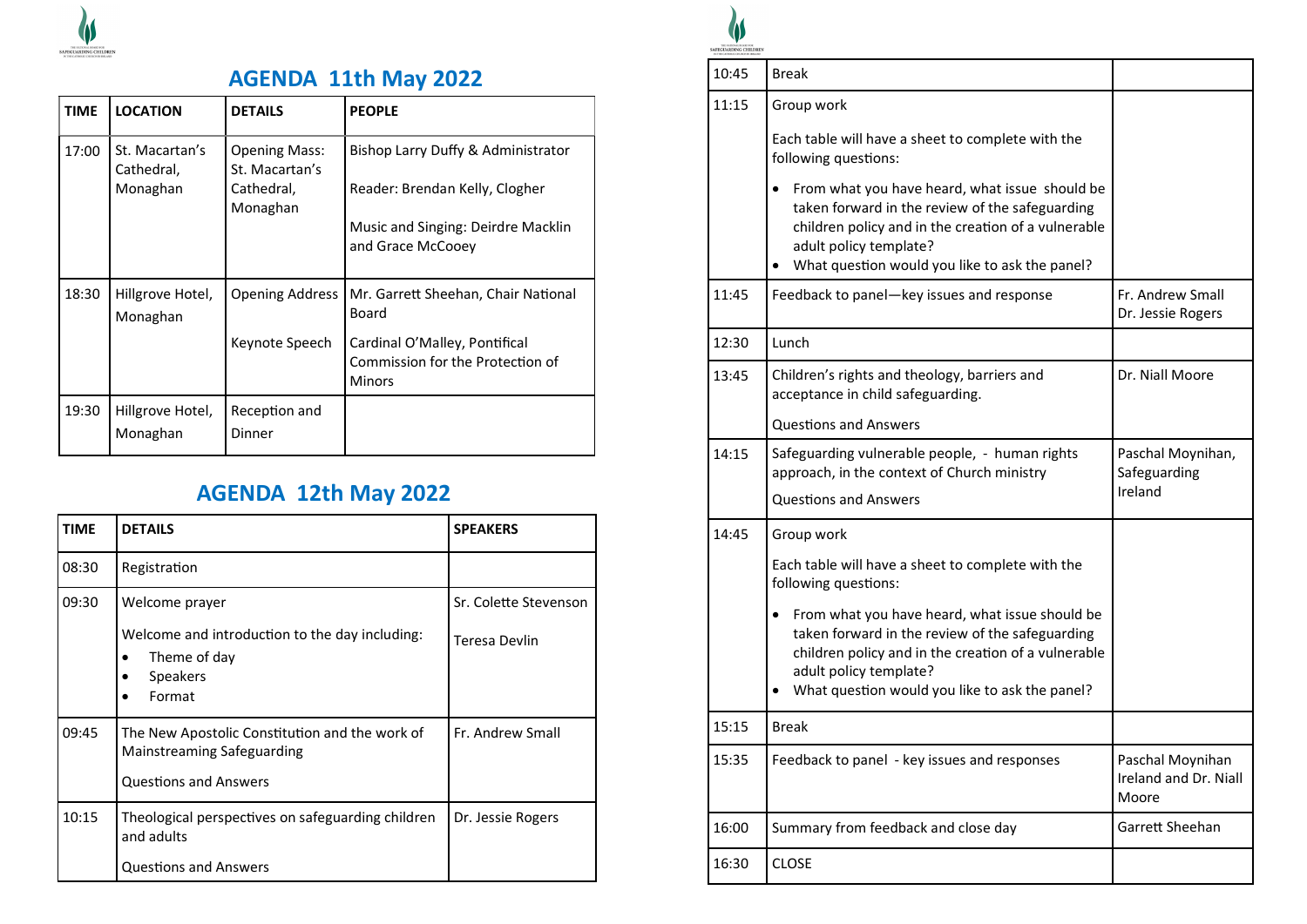# AGENDA 11th May 2022

| TIME | LOCATION | DETAILS | PEOPLE |
|---|---|---|---|
| 17:00 | St. Macartan's Cathedral, Monaghan | Opening Mass: St. Macartan's Cathedral, Monaghan | Bishop Larry Duffy & Administrator<br><br>Reader: Brendan Kelly, Clogher<br><br>Music and Singing: Deirdre Macklin and Grace McCooey |
| 18:30 | Hillgrove Hotel, Monaghan | Opening Address<br><br>Keynote Speech | Mr. Garrett Sheehan, Chair National Board<br><br>Cardinal O'Malley, Pontifical Commission for the Protection of Minors |
| 19:30 | Hillgrove Hotel, Monaghan | Reception and Dinner | |

# AGENDA 12th May 2022

| TIME | DETAILS | SPEAKERS |
|---|---|---|
| 08:30 | Registration | |
| 09:30 | Welcome prayer<br><br>Welcome and introduction to the day including:<br>• Theme of day<br>• Speakers<br>• Format | Sr. Colette Stevenson<br><br>Teresa Devlin |
| 09:45 | The New Apostolic Constitution and the work of Mainstreaming Safeguarding<br><br>Questions and Answers | Fr. Andrew Small |
| 10:15 | Theological perspectives on safeguarding children and adults<br><br>Questions and Answers | Dr. Jessie Rogers |
| 10:45 | Break | |
| 11:15 | Group work<br><br>Each table will have a sheet to complete with the following questions:<br>• From what you have heard, what issue should be taken forward in the review of the safeguarding children policy and in the creation of a vulnerable adult policy template?<br>• What question would you like to ask the panel? | |
| 11:45 | Feedback to panel—key issues and response | Fr. Andrew Small<br>Dr. Jessie Rogers |
| 12:30 | Lunch | |
| 13:45 | Children's rights and theology, barriers and acceptance in child safeguarding.<br><br>Questions and Answers | Dr. Niall Moore |
| 14:15 | Safeguarding vulnerable people, - human rights approach, in the context of Church ministry<br><br>Questions and Answers | Paschal Moynihan, Safeguarding Ireland |
| 14:45 | Group work<br><br>Each table will have a sheet to complete with the following questions:<br>• From what you have heard, what issue should be taken forward in the review of the safeguarding children policy and in the creation of a vulnerable adult policy template?<br>• What question would you like to ask the panel? | |
| 15:15 | Break | |
| 15:35 | Feedback to panel - key issues and responses | Paschal Moynihan Ireland and Dr. Niall Moore |
| 16:00 | Summary from feedback and close day | Garrett Sheehan |
| 16:30 | CLOSE | |